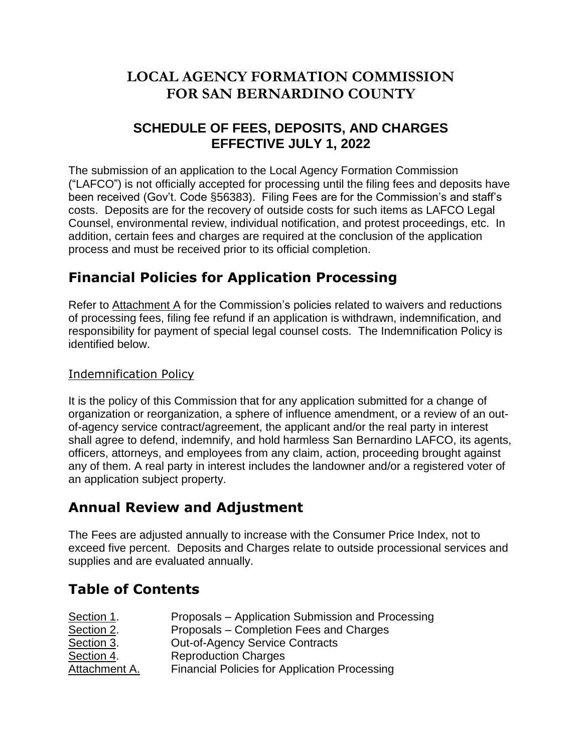# LOCAL AGENCY FORMATION COMMISSION FOR SAN BERNARDINO COUNTY

## SCHEDULE OF FEES, DEPOSITS, AND CHARGES EFFECTIVE JULY 1, 2022

The submission of an application to the Local Agency Formation Commission ("LAFCO") is not officially accepted for processing until the filing fees and deposits have been received (Gov't. Code §56383). Filing Fees are for the Commission's and staff's costs. Deposits are for the recovery of outside costs for such items as LAFCO Legal Counsel, environmental review, individual notification, and protest proceedings, etc. In addition, certain fees and charges are required at the conclusion of the application process and must be received prior to its official completion.

## Financial Policies for Application Processing

Refer to Attachment A for the Commission's policies related to waivers and reductions of processing fees, filing fee refund if an application is withdrawn, indemnification, and responsibility for payment of special legal counsel costs. The Indemnification Policy is identified below.

### Indemnification Policy

It is the policy of this Commission that for any application submitted for a change of organization or reorganization, a sphere of influence amendment, or a review of an out-of-agency service contract/agreement, the applicant and/or the real party in interest shall agree to defend, indemnify, and hold harmless San Bernardino LAFCO, its agents, officers, attorneys, and employees from any claim, action, proceeding brought against any of them. A real party in interest includes the landowner and/or a registered voter of an application subject property.

## Annual Review and Adjustment

The Fees are adjusted annually to increase with the Consumer Price Index, not to exceed five percent. Deposits and Charges relate to outside processional services and supplies and are evaluated annually.

## Table of Contents

| | |
|---|---|
| Section 1. | Proposals – Application Submission and Processing |
| Section 2. | Proposals – Completion Fees and Charges |
| Section 3. | Out-of-Agency Service Contracts |
| Section 4. | Reproduction Charges |
| Attachment A. | Financial Policies for Application Processing |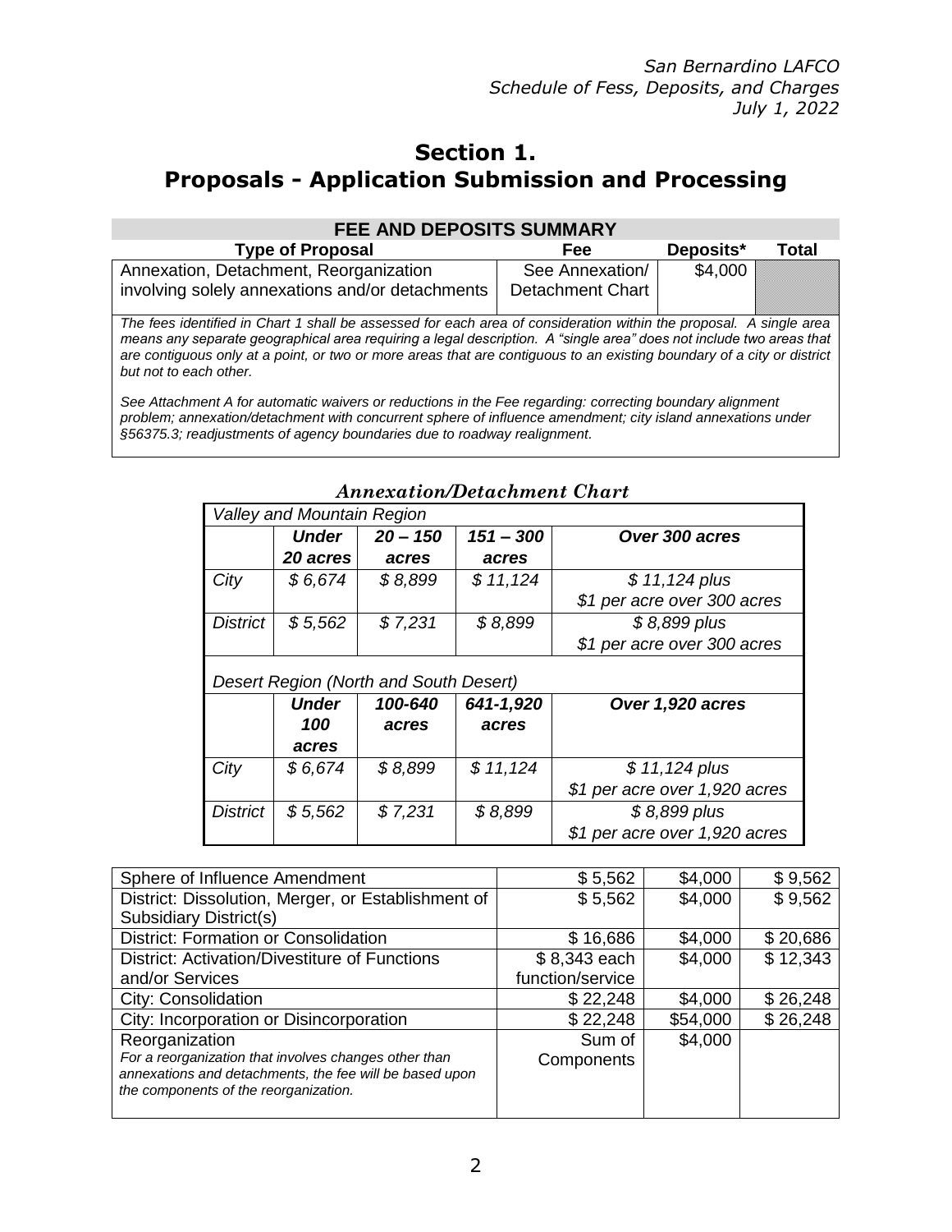# Section 1.
# Proposals - Application Submission and Processing

| FEE AND DEPOSITS SUMMARY | | | |
|---|---|---|---|
| **Type of Proposal** | **Fee** | **Deposits*** | **Total** |
| Annexation, Detachment, Reorganization involving solely annexations and/or detachments | See Annexation/ Detachment Chart | $4,000 | |

*The fees identified in Chart 1 shall be assessed for each area of consideration within the proposal. A single area means any separate geographical area requiring a legal description. A "single area" does not include two areas that are contiguous only at a point, or two or more areas that are contiguous to an existing boundary of a city or district but not to each other.*

*See Attachment A for automatic waivers or reductions in the Fee regarding: correcting boundary alignment problem; annexation/detachment with concurrent sphere of influence amendment; city island annexations under §56375.3; readjustments of agency boundaries due to roadway realignment.*

***Annexation/Detachment Chart***

| *Valley and Mountain Region* | | | | |
|---|---|---|---|---|
| | ***Under 20 acres*** | ***20 – 150 acres*** | ***151 – 300 acres*** | ***Over 300 acres*** |
| *City* | *$ 6,674* | *$ 8,899* | *$ 11,124* | *$ 11,124 plus $1 per acre over 300 acres* |
| *District* | *$ 5,562* | *$ 7,231* | *$ 8,899* | *$ 8,899 plus $1 per acre over 300 acres* |
| *Desert Region (North and South Desert)* | | | | |
| | ***Under 100 acres*** | ***100-640 acres*** | ***641-1,920 acres*** | ***Over 1,920 acres*** |
| *City* | *$ 6,674* | *$ 8,899* | *$ 11,124* | *$ 11,124 plus $1 per acre over 1,920 acres* |
| *District* | *$ 5,562* | *$ 7,231* | *$ 8,899* | *$ 8,899 plus $1 per acre over 1,920 acres* |

| Type of Proposal | Fee | Deposits* | Total |
|---|---|---|---|
| Sphere of Influence Amendment | $ 5,562 | $4,000 | $ 9,562 |
| District: Dissolution, Merger, or Establishment of Subsidiary District(s) | $ 5,562 | $4,000 | $ 9,562 |
| District: Formation or Consolidation | $ 16,686 | $4,000 | $ 20,686 |
| District: Activation/Divestiture of Functions and/or Services | $ 8,343 each function/service | $4,000 | $ 12,343 |
| City: Consolidation | $ 22,248 | $4,000 | $ 26,248 |
| City: Incorporation or Disincorporation | $ 22,248 | $54,000 | $ 26,248 |
| Reorganization<br>*For a reorganization that involves changes other than annexations and detachments, the fee will be based upon the components of the reorganization.* | Sum of Components | $4,000 | |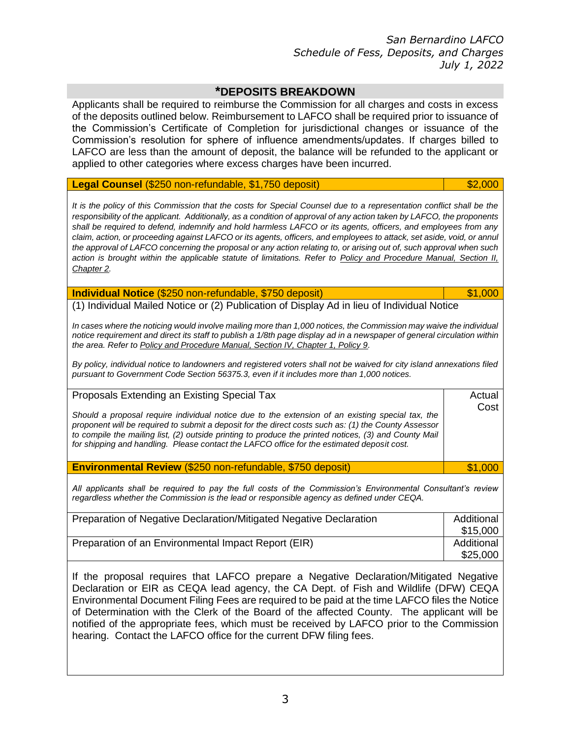## *DEPOSITS BREAKDOWN

Applicants shall be required to reimburse the Commission for all charges and costs in excess of the deposits outlined below. Reimbursement to LAFCO shall be required prior to issuance of the Commission's Certificate of Completion for jurisdictional changes or issuance of the Commission's resolution for sphere of influence amendments/updates. If charges billed to LAFCO are less than the amount of deposit, the balance will be refunded to the applicant or applied to other categories where excess charges have been incurred.

| **Legal Counsel** ($250 non-refundable, $1,750 deposit) | $2,000 |
|---|---|

*It is the policy of this Commission that the costs for Special Counsel due to a representation conflict shall be the responsibility of the applicant. Additionally, as a condition of approval of any action taken by LAFCO, the proponents shall be required to defend, indemnify and hold harmless LAFCO or its agents, officers, and employees from any claim, action, or proceeding against LAFCO or its agents, officers, and employees to attack, set aside, void, or annul the approval of LAFCO concerning the proposal or any action relating to, or arising out of, such approval when such action is brought within the applicable statute of limitations. Refer to Policy and Procedure Manual, Section II, Chapter 2.*

| **Individual Notice** ($250 non-refundable, $750 deposit) | $1,000 |
|---|---|
| (1) Individual Mailed Notice or (2) Publication of Display Ad in lieu of Individual Notice | |

*In cases where the noticing would involve mailing more than 1,000 notices, the Commission may waive the individual notice requirement and direct its staff to publish a 1/8th page display ad in a newspaper of general circulation within the area. Refer to Policy and Procedure Manual, Section IV, Chapter 1, Policy 9.*

*By policy, individual notice to landowners and registered voters shall not be waived for city island annexations filed pursuant to Government Code Section 56375.3, even if it includes more than 1,000 notices.*

| Proposals Extending an Existing Special Tax | Actual Cost |
|---|---|
| *Should a proposal require individual notice due to the extension of an existing special tax, the proponent will be required to submit a deposit for the direct costs such as: (1) the County Assessor to compile the mailing list, (2) outside printing to produce the printed notices, (3) and County Mail for shipping and handling. Please contact the LAFCO office for the estimated deposit cost.* | |

| **Environmental Review** ($250 non-refundable, $750 deposit) | $1,000 |
|---|---|

*All applicants shall be required to pay the full costs of the Commission's Environmental Consultant's review regardless whether the Commission is the lead or responsible agency as defined under CEQA.*

| Preparation of Negative Declaration/Mitigated Negative Declaration | Additional $15,000 |
|---|---|
| Preparation of an Environmental Impact Report (EIR) | Additional $25,000 |

If the proposal requires that LAFCO prepare a Negative Declaration/Mitigated Negative Declaration or EIR as CEQA lead agency, the CA Dept. of Fish and Wildlife (DFW) CEQA Environmental Document Filing Fees are required to be paid at the time LAFCO files the Notice of Determination with the Clerk of the Board of the affected County. The applicant will be notified of the appropriate fees, which must be received by LAFCO prior to the Commission hearing. Contact the LAFCO office for the current DFW filing fees.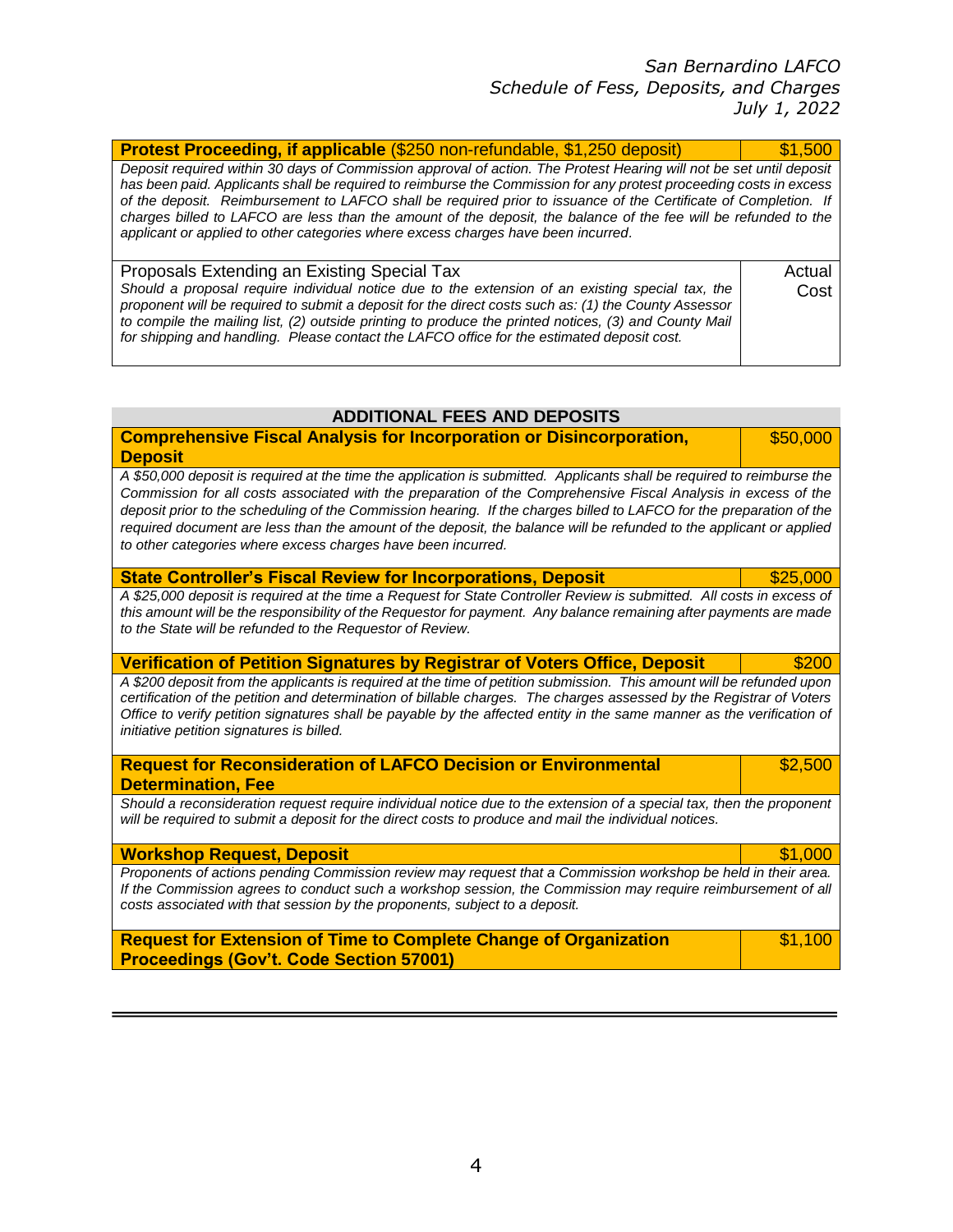| **Protest Proceeding, if applicable** ($250 non-refundable, $1,250 deposit) | $1,500 |
|---|---|
| *Deposit required within 30 days of Commission approval of action. The Protest Hearing will not be set until deposit has been paid. Applicants shall be required to reimburse the Commission for any protest proceeding costs in excess of the deposit. Reimbursement to LAFCO shall be required prior to issuance of the Certificate of Completion. If charges billed to LAFCO are less than the amount of the deposit, the balance of the fee will be refunded to the applicant or applied to other categories where excess charges have been incurred.* | |
| Proposals Extending an Existing Special Tax<br>*Should a proposal require individual notice due to the extension of an existing special tax, the proponent will be required to submit a deposit for the direct costs such as: (1) the County Assessor to compile the mailing list, (2) outside printing to produce the printed notices, (3) and County Mail for shipping and handling. Please contact the LAFCO office for the estimated deposit cost.* | Actual Cost |

| ADDITIONAL FEES AND DEPOSITS | |
|---|---|
| **Comprehensive Fiscal Analysis for Incorporation or Disincorporation, Deposit** | $50,000 |
| *A $50,000 deposit is required at the time the application is submitted. Applicants shall be required to reimburse the Commission for all costs associated with the preparation of the Comprehensive Fiscal Analysis in excess of the deposit prior to the scheduling of the Commission hearing. If the charges billed to LAFCO for the preparation of the required document are less than the amount of the deposit, the balance will be refunded to the applicant or applied to other categories where excess charges have been incurred.* | |
| **State Controller's Fiscal Review for Incorporations, Deposit** | $25,000 |
| *A $25,000 deposit is required at the time a Request for State Controller Review is submitted. All costs in excess of this amount will be the responsibility of the Requestor for payment. Any balance remaining after payments are made to the State will be refunded to the Requestor of Review.* | |
| **Verification of Petition Signatures by Registrar of Voters Office, Deposit** | $200 |
| *A $200 deposit from the applicants is required at the time of petition submission. This amount will be refunded upon certification of the petition and determination of billable charges. The charges assessed by the Registrar of Voters Office to verify petition signatures shall be payable by the affected entity in the same manner as the verification of initiative petition signatures is billed.* | |
| **Request for Reconsideration of LAFCO Decision or Environmental Determination, Fee** | $2,500 |
| *Should a reconsideration request require individual notice due to the extension of a special tax, then the proponent will be required to submit a deposit for the direct costs to produce and mail the individual notices.* | |
| **Workshop Request, Deposit** | $1,000 |
| *Proponents of actions pending Commission review may request that a Commission workshop be held in their area. If the Commission agrees to conduct such a workshop session, the Commission may require reimbursement of all costs associated with that session by the proponents, subject to a deposit.* | |
| **Request for Extension of Time to Complete Change of Organization Proceedings (Gov't. Code Section 57001)** | $1,100 |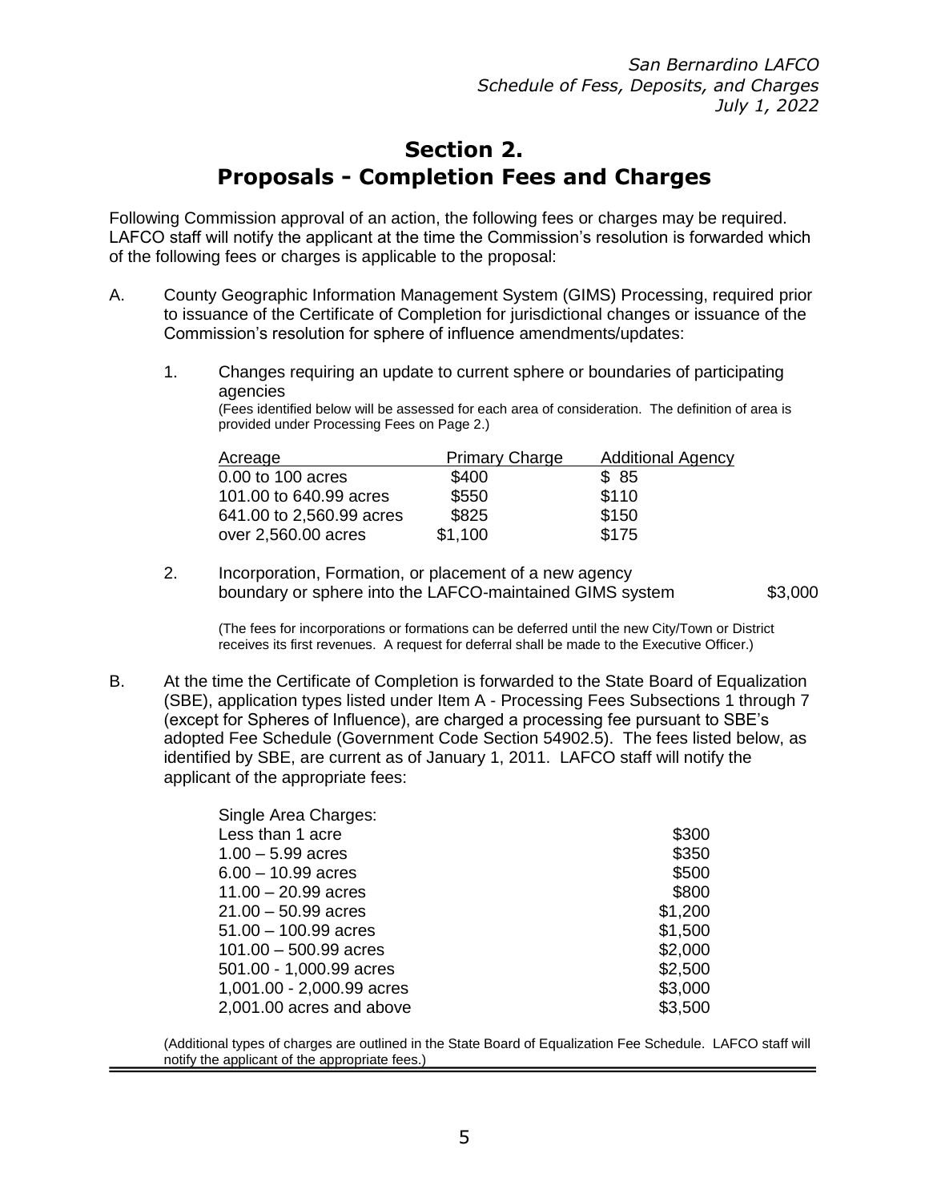# Section 2.
# Proposals - Completion Fees and Charges

Following Commission approval of an action, the following fees or charges may be required. LAFCO staff will notify the applicant at the time the Commission's resolution is forwarded which of the following fees or charges is applicable to the proposal:

A. County Geographic Information Management System (GIMS) Processing, required prior to issuance of the Certificate of Completion for jurisdictional changes or issuance of the Commission's resolution for sphere of influence amendments/updates:

1. Changes requiring an update to current sphere or boundaries of participating agencies
(Fees identified below will be assessed for each area of consideration. The definition of area is provided under Processing Fees on Page 2.)

| Acreage | Primary Charge | Additional Agency |
|---|---|---|
| 0.00 to 100 acres | $400 | $ 85 |
| 101.00 to 640.99 acres | $550 | $110 |
| 641.00 to 2,560.99 acres | $825 | $150 |
| over 2,560.00 acres | $1,100 | $175 |

2. Incorporation, Formation, or placement of a new agency boundary or sphere into the LAFCO-maintained GIMS system $3,000

(The fees for incorporations or formations can be deferred until the new City/Town or District receives its first revenues. A request for deferral shall be made to the Executive Officer.)

B. At the time the Certificate of Completion is forwarded to the State Board of Equalization (SBE), application types listed under Item A - Processing Fees Subsections 1 through 7 (except for Spheres of Influence), are charged a processing fee pursuant to SBE's adopted Fee Schedule (Government Code Section 54902.5). The fees listed below, as identified by SBE, are current as of January 1, 2011. LAFCO staff will notify the applicant of the appropriate fees:

| Single Area Charges: | |
|---|---|
| Less than 1 acre | $300 |
| 1.00 – 5.99 acres | $350 |
| 6.00 – 10.99 acres | $500 |
| 11.00 – 20.99 acres | $800 |
| 21.00 – 50.99 acres | $1,200 |
| 51.00 – 100.99 acres | $1,500 |
| 101.00 – 500.99 acres | $2,000 |
| 501.00 - 1,000.99 acres | $2,500 |
| 1,001.00 - 2,000.99 acres | $3,000 |
| 2,001.00 acres and above | $3,500 |

(Additional types of charges are outlined in the State Board of Equalization Fee Schedule. LAFCO staff will notify the applicant of the appropriate fees.)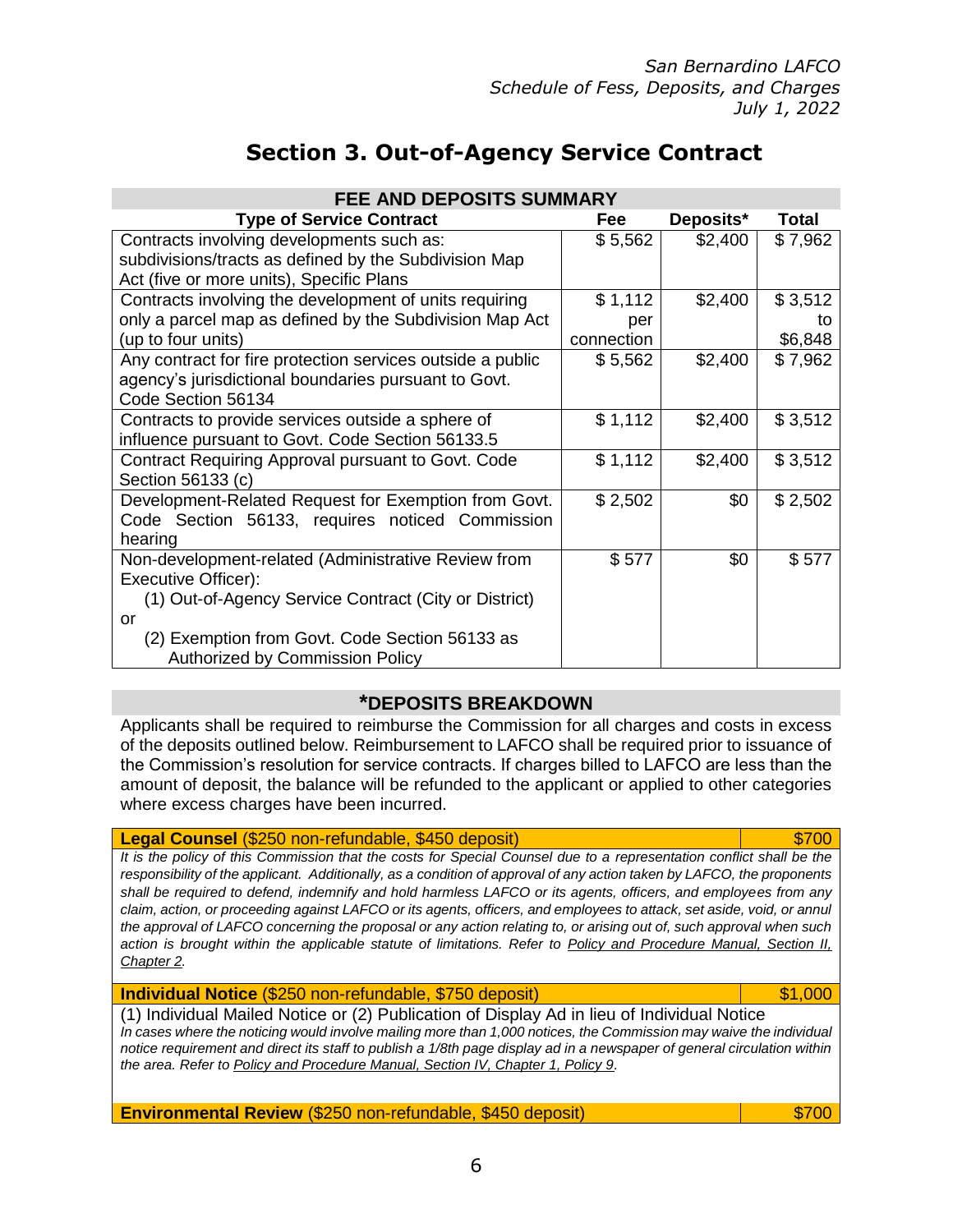# Section 3. Out-of-Agency Service Contract

| FEE AND DEPOSITS SUMMARY | | | |
|---|---|---|---|
| **Type of Service Contract** | **Fee** | **Deposits*** | **Total** |
| Contracts involving developments such as: subdivisions/tracts as defined by the Subdivision Map Act (five or more units), Specific Plans | $ 5,562 | $2,400 | $ 7,962 |
| Contracts involving the development of units requiring only a parcel map as defined by the Subdivision Map Act (up to four units) | $ 1,112 per connection | $2,400 | $ 3,512 to $6,848 |
| Any contract for fire protection services outside a public agency's jurisdictional boundaries pursuant to Govt. Code Section 56134 | $ 5,562 | $2,400 | $ 7,962 |
| Contracts to provide services outside a sphere of influence pursuant to Govt. Code Section 56133.5 | $ 1,112 | $2,400 | $ 3,512 |
| Contract Requiring Approval pursuant to Govt. Code Section 56133 (c) | $ 1,112 | $2,400 | $ 3,512 |
| Development-Related Request for Exemption from Govt. Code Section 56133, requires noticed Commission hearing | $ 2,502 | $0 | $ 2,502 |
| Non-development-related (Administrative Review from Executive Officer): (1) Out-of-Agency Service Contract (City or District) or (2) Exemption from Govt. Code Section 56133 as Authorized by Commission Policy | $ 577 | $0 | $ 577 |

## *DEPOSITS BREAKDOWN

Applicants shall be required to reimburse the Commission for all charges and costs in excess of the deposits outlined below. Reimbursement to LAFCO shall be required prior to issuance of the Commission's resolution for service contracts. If charges billed to LAFCO are less than the amount of deposit, the balance will be refunded to the applicant or applied to other categories where excess charges have been incurred.

| **Legal Counsel** ($250 non-refundable, $450 deposit) | $700 |
|---|---|

*It is the policy of this Commission that the costs for Special Counsel due to a representation conflict shall be the responsibility of the applicant. Additionally, as a condition of approval of any action taken by LAFCO, the proponents shall be required to defend, indemnify and hold harmless LAFCO or its agents, officers, and employees from any claim, action, or proceeding against LAFCO or its agents, officers, and employees to attack, set aside, void, or annul the approval of LAFCO concerning the proposal or any action relating to, or arising out of, such approval when such action is brought within the applicable statute of limitations. Refer to Policy and Procedure Manual, Section II, Chapter 2.*

| **Individual Notice** ($250 non-refundable, $750 deposit) | $1,000 |
|---|---|

(1) Individual Mailed Notice or (2) Publication of Display Ad in lieu of Individual Notice

*In cases where the noticing would involve mailing more than 1,000 notices, the Commission may waive the individual notice requirement and direct its staff to publish a 1/8th page display ad in a newspaper of general circulation within the area. Refer to Policy and Procedure Manual, Section IV, Chapter 1, Policy 9.*

| **Environmental Review** ($250 non-refundable, $450 deposit) | $700 |
|---|---|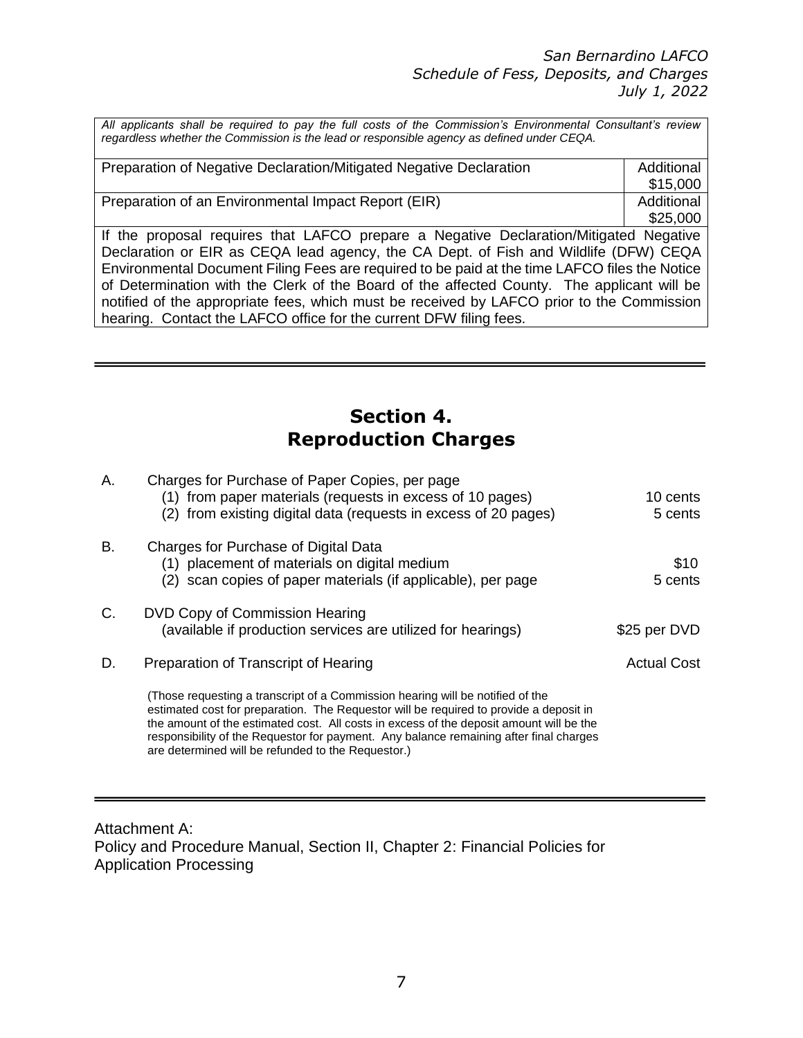*All applicants shall be required to pay the full costs of the Commission's Environmental Consultant's review regardless whether the Commission is the lead or responsible agency as defined under CEQA.*

| | |
|---|---|
| Preparation of Negative Declaration/Mitigated Negative Declaration | Additional $15,000 |
| Preparation of an Environmental Impact Report (EIR) | Additional $25,000 |

If the proposal requires that LAFCO prepare a Negative Declaration/Mitigated Negative Declaration or EIR as CEQA lead agency, the CA Dept. of Fish and Wildlife (DFW) CEQA Environmental Document Filing Fees are required to be paid at the time LAFCO files the Notice of Determination with the Clerk of the Board of the affected County. The applicant will be notified of the appropriate fees, which must be received by LAFCO prior to the Commission hearing. Contact the LAFCO office for the current DFW filing fees.

---

# Section 4. Reproduction Charges

| | | |
|---|---|---|
| A. | Charges for Purchase of Paper Copies, per page | |
| | (1) from paper materials (requests in excess of 10 pages) | 10 cents |
| | (2) from existing digital data (requests in excess of 20 pages) | 5 cents |
| B. | Charges for Purchase of Digital Data | |
| | (1) placement of materials on digital medium | $10 |
| | (2) scan copies of paper materials (if applicable), per page | 5 cents |
| C. | DVD Copy of Commission Hearing (available if production services are utilized for hearings) | $25 per DVD |
| D. | Preparation of Transcript of Hearing | Actual Cost |

(Those requesting a transcript of a Commission hearing will be notified of the estimated cost for preparation. The Requestor will be required to provide a deposit in the amount of the estimated cost. All costs in excess of the deposit amount will be the responsibility of the Requestor for payment. Any balance remaining after final charges are determined will be refunded to the Requestor.)

---

Attachment A:
Policy and Procedure Manual, Section II, Chapter 2: Financial Policies for Application Processing